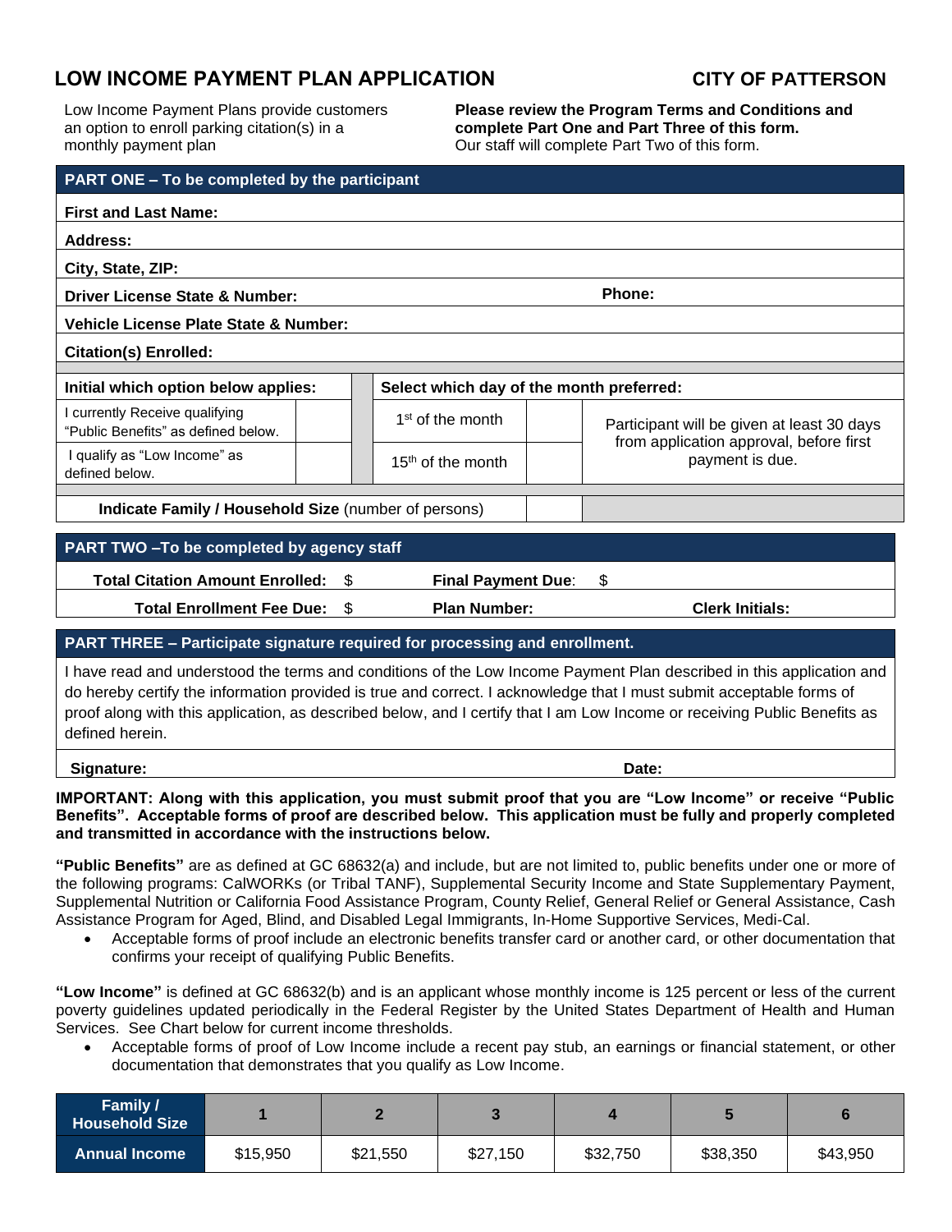# LOW INCOME PAYMENT PLAN APPLICATION

**CITY OF PATTERSON**

Low Income Payment Plans provide customers an option to enroll parking citation(s) in a monthly payment plan

**Please review the Program Terms and Conditions and complete Part One and Part Three of this form.**
Our staff will complete Part Two of this form.

## PART ONE – To be completed by the participant

**First and Last Name:**

**Address:**

**City, State, ZIP:**

**Driver License State & Number:** **Phone:**

**Vehicle License Plate State & Number:**

**Citation(s) Enrolled:**

| **Initial which option below applies:** | | **Select which day of the month preferred:** | | |
|---|---|---|---|---|
| I currently Receive qualifying "Public Benefits" as defined below. | | 1st of the month | | Participant will be given at least 30 days from application approval, before first payment is due. |
| I qualify as "Low Income" as defined below. | | 15th of the month | | |

**Indicate Family / Household Size** (number of persons)

## PART TWO –To be completed by agency staff

**Total Citation Amount Enrolled:** $ **Final Payment Due**: $

**Total Enrollment Fee Due:** $ **Plan Number:** **Clerk Initials:**

## PART THREE – Participate signature required for processing and enrollment.

I have read and understood the terms and conditions of the Low Income Payment Plan described in this application and do hereby certify the information provided is true and correct. I acknowledge that I must submit acceptable forms of proof along with this application, as described below, and I certify that I am Low Income or receiving Public Benefits as defined herein.

**Signature:** **Date:**

**IMPORTANT: Along with this application, you must submit proof that you are "Low Income" or receive "Public Benefits". Acceptable forms of proof are described below. This application must be fully and properly completed and transmitted in accordance with the instructions below.**

**"Public Benefits"** are as defined at GC 68632(a) and include, but are not limited to, public benefits under one or more of the following programs: CalWORKs (or Tribal TANF), Supplemental Security Income and State Supplementary Payment, Supplemental Nutrition or California Food Assistance Program, County Relief, General Relief or General Assistance, Cash Assistance Program for Aged, Blind, and Disabled Legal Immigrants, In-Home Supportive Services, Medi-Cal.

- Acceptable forms of proof include an electronic benefits transfer card or another card, or other documentation that confirms your receipt of qualifying Public Benefits.

**"Low Income"** is defined at GC 68632(b) and is an applicant whose monthly income is 125 percent or less of the current poverty guidelines updated periodically in the Federal Register by the United States Department of Health and Human Services. See Chart below for current income thresholds.

- Acceptable forms of proof of Low Income include a recent pay stub, an earnings or financial statement, or other documentation that demonstrates that you qualify as Low Income.

| Family / Household Size | 1 | 2 | 3 | 4 | 5 | 6 |
|---|---|---|---|---|---|---|
| Annual Income | $15,950 | $21,550 | $27,150 | $32,750 | $38,350 | $43,950 |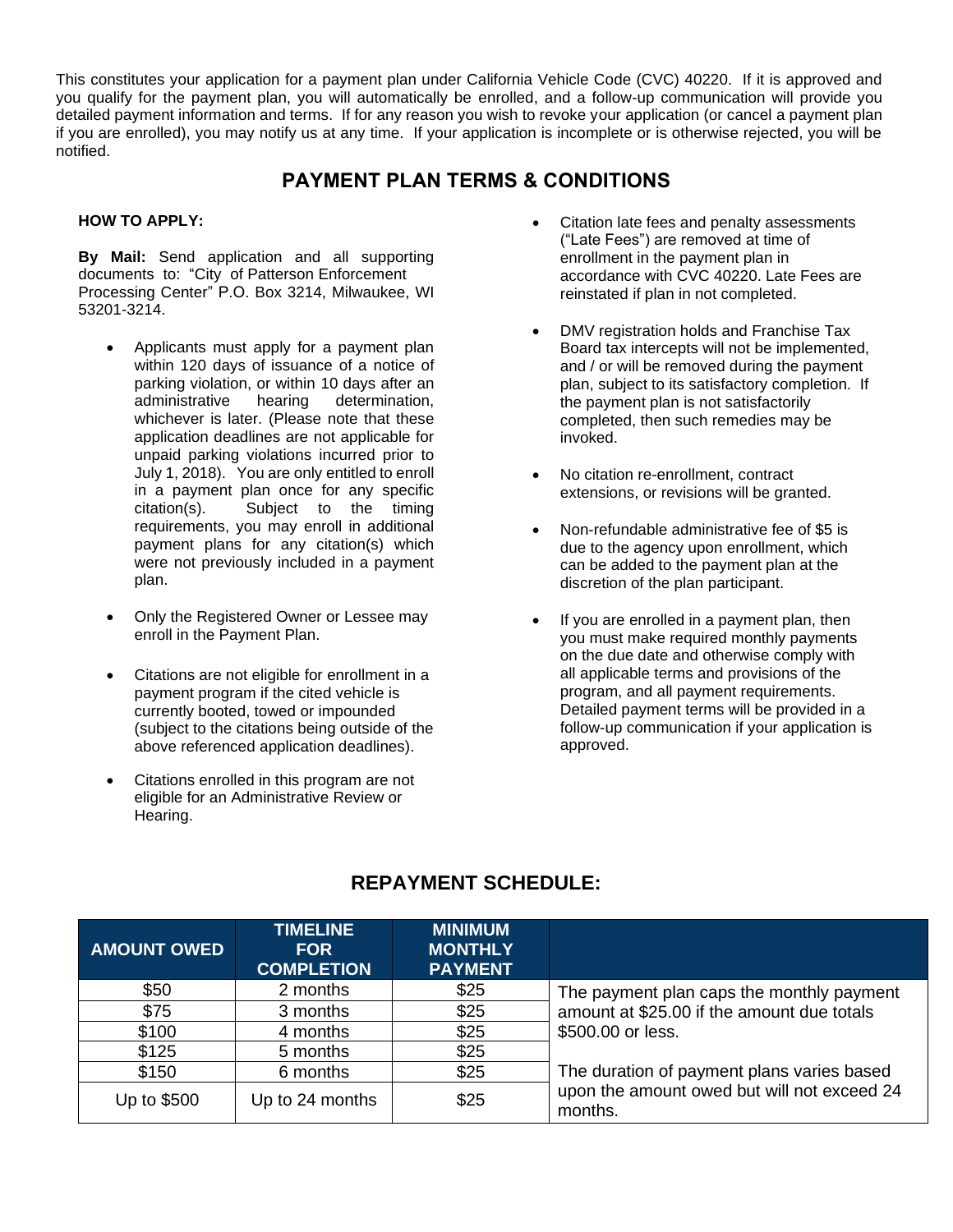This constitutes your application for a payment plan under California Vehicle Code (CVC) 40220. If it is approved and you qualify for the payment plan, you will automatically be enrolled, and a follow-up communication will provide you detailed payment information and terms. If for any reason you wish to revoke your application (or cancel a payment plan if you are enrolled), you may notify us at any time. If your application is incomplete or is otherwise rejected, you will be notified.

## PAYMENT PLAN TERMS & CONDITIONS

**HOW TO APPLY:**

**By Mail:** Send application and all supporting documents to: "City of Patterson Enforcement Processing Center" P.O. Box 3214, Milwaukee, WI 53201-3214.

- Applicants must apply for a payment plan within 120 days of issuance of a notice of parking violation, or within 10 days after an administrative hearing determination, whichever is later. (Please note that these application deadlines are not applicable for unpaid parking violations incurred prior to July 1, 2018). You are only entitled to enroll in a payment plan once for any specific citation(s). Subject to the timing requirements, you may enroll in additional payment plans for any citation(s) which were not previously included in a payment plan.
- Only the Registered Owner or Lessee may enroll in the Payment Plan.
- Citations are not eligible for enrollment in a payment program if the cited vehicle is currently booted, towed or impounded (subject to the citations being outside of the above referenced application deadlines).
- Citations enrolled in this program are not eligible for an Administrative Review or Hearing.
- Citation late fees and penalty assessments ("Late Fees") are removed at time of enrollment in the payment plan in accordance with CVC 40220. Late Fees are reinstated if plan in not completed.
- DMV registration holds and Franchise Tax Board tax intercepts will not be implemented, and / or will be removed during the payment plan, subject to its satisfactory completion. If the payment plan is not satisfactorily completed, then such remedies may be invoked.
- No citation re-enrollment, contract extensions, or revisions will be granted.
- Non-refundable administrative fee of $5 is due to the agency upon enrollment, which can be added to the payment plan at the discretion of the plan participant.
- If you are enrolled in a payment plan, then you must make required monthly payments on the due date and otherwise comply with all applicable terms and provisions of the program, and all payment requirements. Detailed payment terms will be provided in a follow-up communication if your application is approved.

## REPAYMENT SCHEDULE:

| AMOUNT OWED | TIMELINE FOR COMPLETION | MINIMUM MONTHLY PAYMENT | |
|---|---|---|---|
| $50 | 2 months | $25 | The payment plan caps the monthly payment amount at $25.00 if the amount due totals $500.00 or less. |
| $75 | 3 months | $25 | |
| $100 | 4 months | $25 | |
| $125 | 5 months | $25 | |
| $150 | 6 months | $25 | The duration of payment plans varies based upon the amount owed but will not exceed 24 months. |
| Up to $500 | Up to 24 months | $25 | |